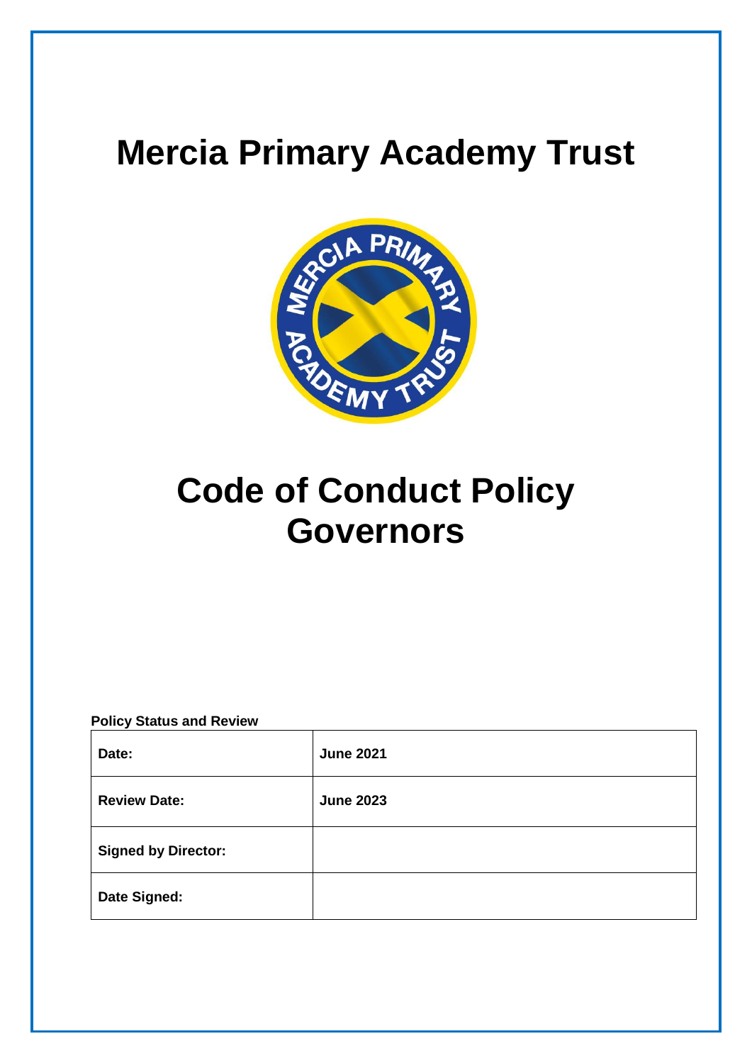# Mercia Primary Academy Trust

# Code of Conduct Policy Governors

**Policy Status and Review**

| | |
|---|---|
| **Date:** | **June 2021** |
| **Review Date:** | **June 2023** |
| **Signed by Director:** | |
| **Date Signed:** | |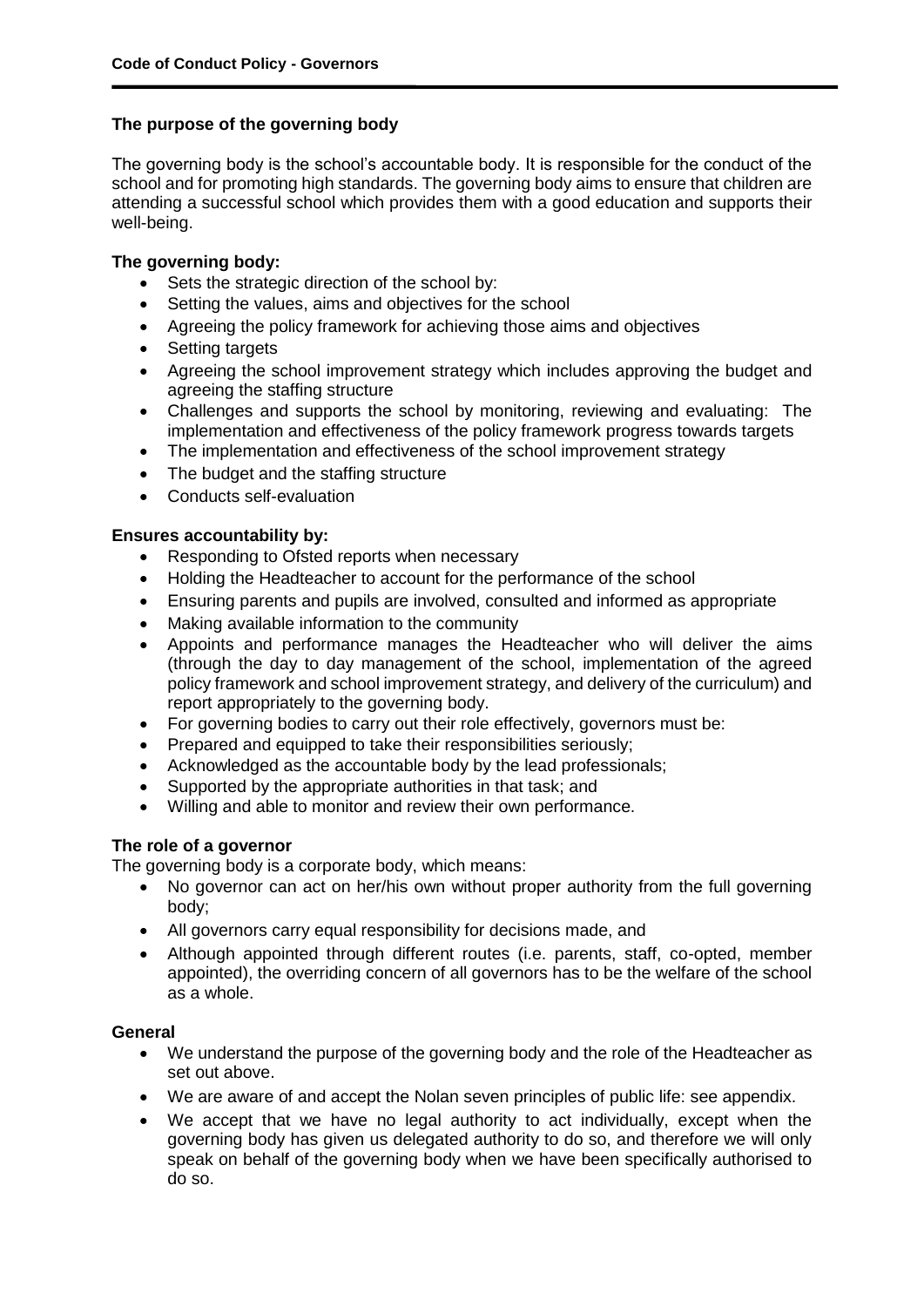### The purpose of the governing body

The governing body is the school's accountable body. It is responsible for the conduct of the school and for promoting high standards. The governing body aims to ensure that children are attending a successful school which provides them with a good education and supports their well-being.

**The governing body:**

- Sets the strategic direction of the school by:
- Setting the values, aims and objectives for the school
- Agreeing the policy framework for achieving those aims and objectives
- Setting targets
- Agreeing the school improvement strategy which includes approving the budget and agreeing the staffing structure
- Challenges and supports the school by monitoring, reviewing and evaluating: The implementation and effectiveness of the policy framework progress towards targets
- The implementation and effectiveness of the school improvement strategy
- The budget and the staffing structure
- Conducts self-evaluation

**Ensures accountability by:**

- Responding to Ofsted reports when necessary
- Holding the Headteacher to account for the performance of the school
- Ensuring parents and pupils are involved, consulted and informed as appropriate
- Making available information to the community
- Appoints and performance manages the Headteacher who will deliver the aims (through the day to day management of the school, implementation of the agreed policy framework and school improvement strategy, and delivery of the curriculum) and report appropriately to the governing body.
- For governing bodies to carry out their role effectively, governors must be:
- Prepared and equipped to take their responsibilities seriously;
- Acknowledged as the accountable body by the lead professionals;
- Supported by the appropriate authorities in that task; and
- Willing and able to monitor and review their own performance.

### The role of a governor

The governing body is a corporate body, which means:

- No governor can act on her/his own without proper authority from the full governing body;
- All governors carry equal responsibility for decisions made, and
- Although appointed through different routes (i.e. parents, staff, co-opted, member appointed), the overriding concern of all governors has to be the welfare of the school as a whole.

### General

- We understand the purpose of the governing body and the role of the Headteacher as set out above.
- We are aware of and accept the Nolan seven principles of public life: see appendix.
- We accept that we have no legal authority to act individually, except when the governing body has given us delegated authority to do so, and therefore we will only speak on behalf of the governing body when we have been specifically authorised to do so.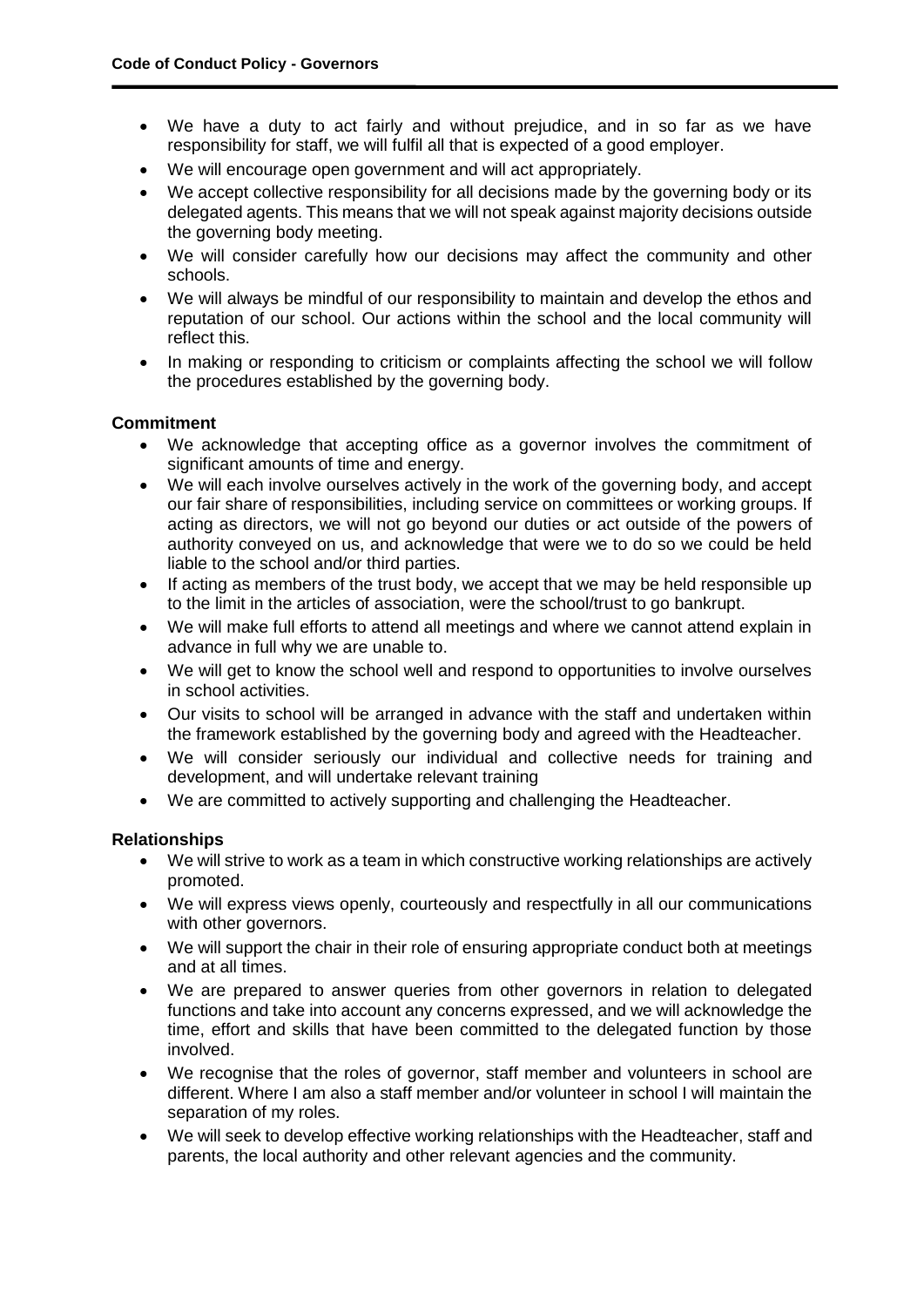- We have a duty to act fairly and without prejudice, and in so far as we have responsibility for staff, we will fulfil all that is expected of a good employer.
- We will encourage open government and will act appropriately.
- We accept collective responsibility for all decisions made by the governing body or its delegated agents. This means that we will not speak against majority decisions outside the governing body meeting.
- We will consider carefully how our decisions may affect the community and other schools.
- We will always be mindful of our responsibility to maintain and develop the ethos and reputation of our school. Our actions within the school and the local community will reflect this.
- In making or responding to criticism or complaints affecting the school we will follow the procedures established by the governing body.

**Commitment**

- We acknowledge that accepting office as a governor involves the commitment of significant amounts of time and energy.
- We will each involve ourselves actively in the work of the governing body, and accept our fair share of responsibilities, including service on committees or working groups. If acting as directors, we will not go beyond our duties or act outside of the powers of authority conveyed on us, and acknowledge that were we to do so we could be held liable to the school and/or third parties.
- If acting as members of the trust body, we accept that we may be held responsible up to the limit in the articles of association, were the school/trust to go bankrupt.
- We will make full efforts to attend all meetings and where we cannot attend explain in advance in full why we are unable to.
- We will get to know the school well and respond to opportunities to involve ourselves in school activities.
- Our visits to school will be arranged in advance with the staff and undertaken within the framework established by the governing body and agreed with the Headteacher.
- We will consider seriously our individual and collective needs for training and development, and will undertake relevant training
- We are committed to actively supporting and challenging the Headteacher.

**Relationships**

- We will strive to work as a team in which constructive working relationships are actively promoted.
- We will express views openly, courteously and respectfully in all our communications with other governors.
- We will support the chair in their role of ensuring appropriate conduct both at meetings and at all times.
- We are prepared to answer queries from other governors in relation to delegated functions and take into account any concerns expressed, and we will acknowledge the time, effort and skills that have been committed to the delegated function by those involved.
- We recognise that the roles of governor, staff member and volunteers in school are different. Where I am also a staff member and/or volunteer in school I will maintain the separation of my roles.
- We will seek to develop effective working relationships with the Headteacher, staff and parents, the local authority and other relevant agencies and the community.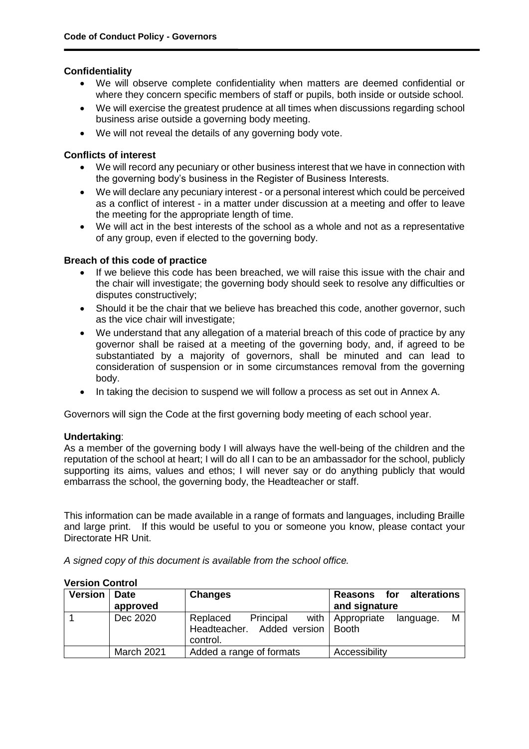### Confidentiality

- We will observe complete confidentiality when matters are deemed confidential or where they concern specific members of staff or pupils, both inside or outside school.
- We will exercise the greatest prudence at all times when discussions regarding school business arise outside a governing body meeting.
- We will not reveal the details of any governing body vote.

### Conflicts of interest

- We will record any pecuniary or other business interest that we have in connection with the governing body's business in the Register of Business Interests.
- We will declare any pecuniary interest - or a personal interest which could be perceived as a conflict of interest - in a matter under discussion at a meeting and offer to leave the meeting for the appropriate length of time.
- We will act in the best interests of the school as a whole and not as a representative of any group, even if elected to the governing body.

### Breach of this code of practice

- If we believe this code has been breached, we will raise this issue with the chair and the chair will investigate; the governing body should seek to resolve any difficulties or disputes constructively;
- Should it be the chair that we believe has breached this code, another governor, such as the vice chair will investigate;
- We understand that any allegation of a material breach of this code of practice by any governor shall be raised at a meeting of the governing body, and, if agreed to be substantiated by a majority of governors, shall be minuted and can lead to consideration of suspension or in some circumstances removal from the governing body.
- In taking the decision to suspend we will follow a process as set out in Annex A.

Governors will sign the Code at the first governing body meeting of each school year.

**Undertaking**:
As a member of the governing body I will always have the well-being of the children and the reputation of the school at heart; I will do all I can to be an ambassador for the school, publicly supporting its aims, values and ethos; I will never say or do anything publicly that would embarrass the school, the governing body, the Headteacher or staff.

This information can be made available in a range of formats and languages, including Braille and large print. If this would be useful to you or someone you know, please contact your Directorate HR Unit.

*A signed copy of this document is available from the school office.*

### Version Control

| Version | Date approved | Changes | Reasons for alterations and signature |
|---|---|---|---|
| 1 | Dec 2020 | Replaced Principal with Headteacher. Added version control. | Appropriate language. M Booth |
| | March 2021 | Added a range of formats | Accessibility |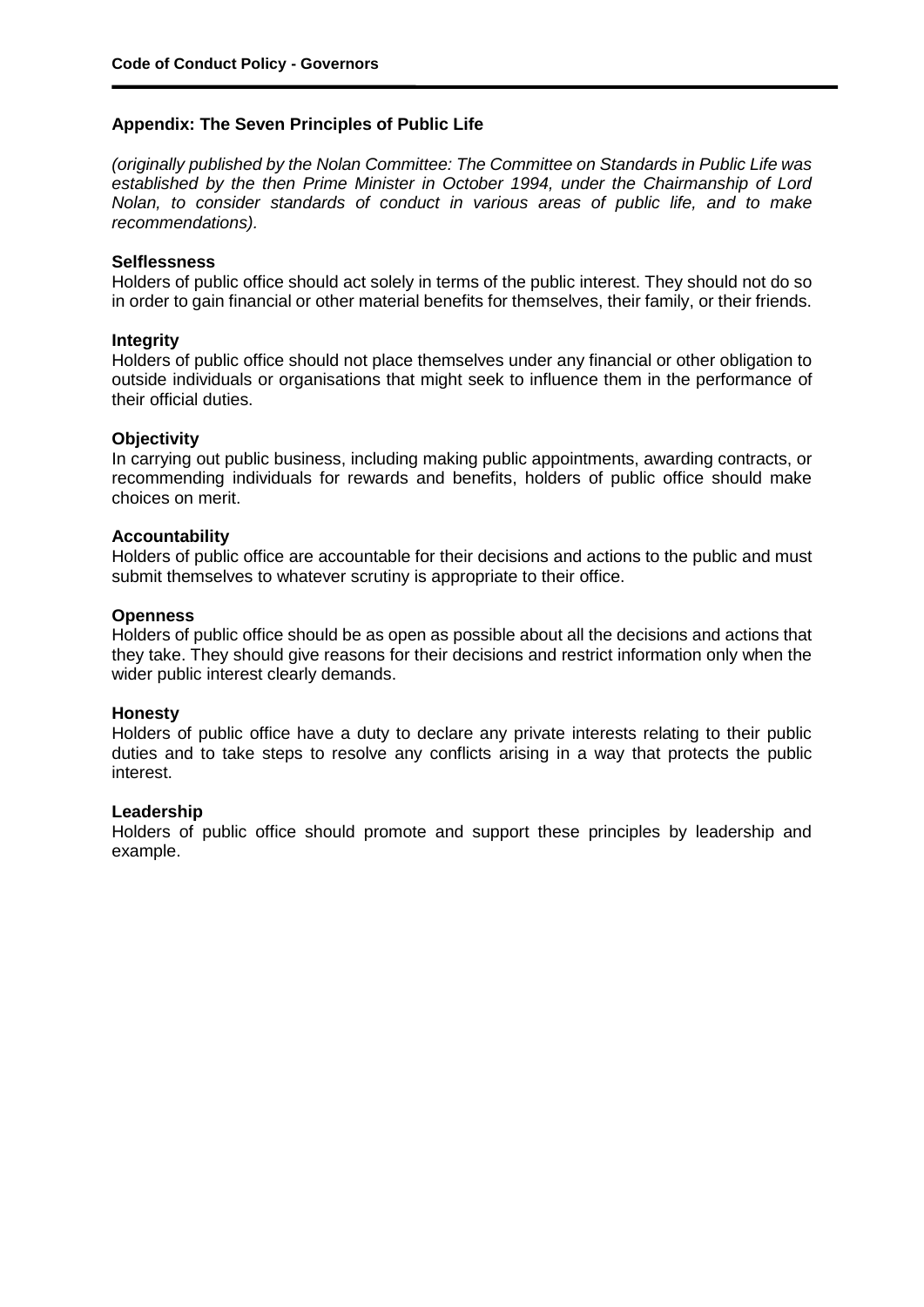## Appendix: The Seven Principles of Public Life

*(originally published by the Nolan Committee: The Committee on Standards in Public Life was established by the then Prime Minister in October 1994, under the Chairmanship of Lord Nolan, to consider standards of conduct in various areas of public life, and to make recommendations).*

**Selflessness**
Holders of public office should act solely in terms of the public interest. They should not do so in order to gain financial or other material benefits for themselves, their family, or their friends.

**Integrity**
Holders of public office should not place themselves under any financial or other obligation to outside individuals or organisations that might seek to influence them in the performance of their official duties.

**Objectivity**
In carrying out public business, including making public appointments, awarding contracts, or recommending individuals for rewards and benefits, holders of public office should make choices on merit.

**Accountability**
Holders of public office are accountable for their decisions and actions to the public and must submit themselves to whatever scrutiny is appropriate to their office.

**Openness**
Holders of public office should be as open as possible about all the decisions and actions that they take. They should give reasons for their decisions and restrict information only when the wider public interest clearly demands.

**Honesty**
Holders of public office have a duty to declare any private interests relating to their public duties and to take steps to resolve any conflicts arising in a way that protects the public interest.

**Leadership**
Holders of public office should promote and support these principles by leadership and example.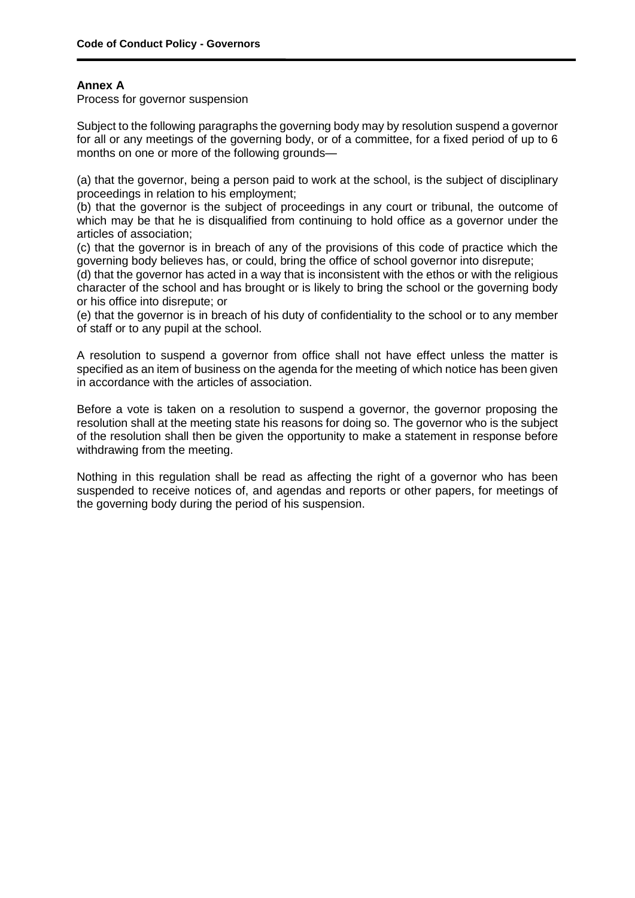**Annex A**

Process for governor suspension

Subject to the following paragraphs the governing body may by resolution suspend a governor for all or any meetings of the governing body, or of a committee, for a fixed period of up to 6 months on one or more of the following grounds—

(a) that the governor, being a person paid to work at the school, is the subject of disciplinary proceedings in relation to his employment;
(b) that the governor is the subject of proceedings in any court or tribunal, the outcome of which may be that he is disqualified from continuing to hold office as a governor under the articles of association;
(c) that the governor is in breach of any of the provisions of this code of practice which the governing body believes has, or could, bring the office of school governor into disrepute;
(d) that the governor has acted in a way that is inconsistent with the ethos or with the religious character of the school and has brought or is likely to bring the school or the governing body or his office into disrepute; or
(e) that the governor is in breach of his duty of confidentiality to the school or to any member of staff or to any pupil at the school.

A resolution to suspend a governor from office shall not have effect unless the matter is specified as an item of business on the agenda for the meeting of which notice has been given in accordance with the articles of association.

Before a vote is taken on a resolution to suspend a governor, the governor proposing the resolution shall at the meeting state his reasons for doing so. The governor who is the subject of the resolution shall then be given the opportunity to make a statement in response before withdrawing from the meeting.

Nothing in this regulation shall be read as affecting the right of a governor who has been suspended to receive notices of, and agendas and reports or other papers, for meetings of the governing body during the period of his suspension.